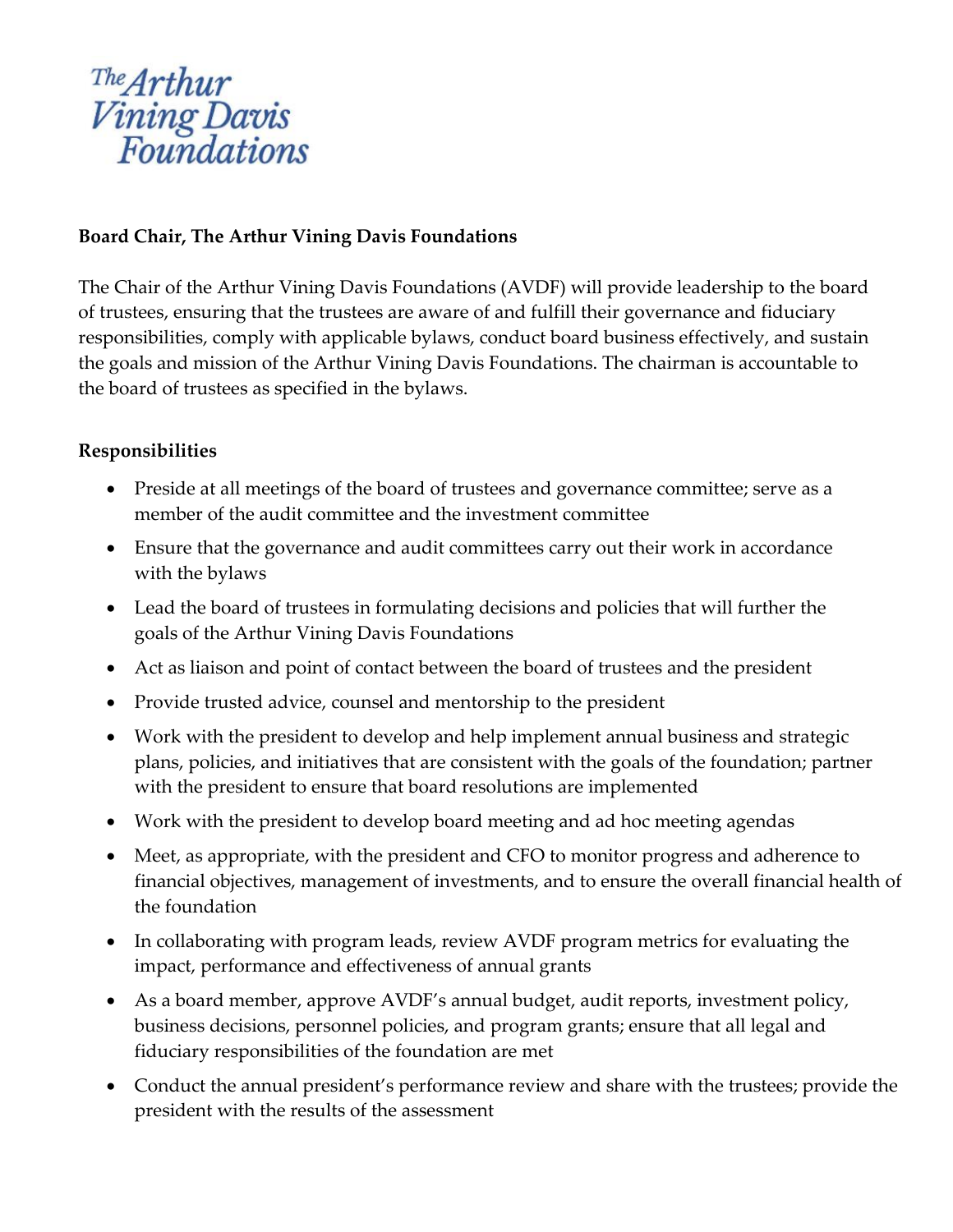The Arthur Vining Davis Foundations

**Board Chair, The Arthur Vining Davis Foundations**

The Chair of the Arthur Vining Davis Foundations (AVDF) will provide leadership to the board of trustees, ensuring that the trustees are aware of and fulfill their governance and fiduciary responsibilities, comply with applicable bylaws, conduct board business effectively, and sustain the goals and mission of the Arthur Vining Davis Foundations. The chairman is accountable to the board of trustees as specified in the bylaws.

**Responsibilities**

- Preside at all meetings of the board of trustees and governance committee; serve as a member of the audit committee and the investment committee
- Ensure that the governance and audit committees carry out their work in accordance with the bylaws
- Lead the board of trustees in formulating decisions and policies that will further the goals of the Arthur Vining Davis Foundations
- Act as liaison and point of contact between the board of trustees and the president
- Provide trusted advice, counsel and mentorship to the president
- Work with the president to develop and help implement annual business and strategic plans, policies, and initiatives that are consistent with the goals of the foundation; partner with the president to ensure that board resolutions are implemented
- Work with the president to develop board meeting and ad hoc meeting agendas
- Meet, as appropriate, with the president and CFO to monitor progress and adherence to financial objectives, management of investments, and to ensure the overall financial health of the foundation
- In collaborating with program leads, review AVDF program metrics for evaluating the impact, performance and effectiveness of annual grants
- As a board member, approve AVDF's annual budget, audit reports, investment policy, business decisions, personnel policies, and program grants; ensure that all legal and fiduciary responsibilities of the foundation are met
- Conduct the annual president's performance review and share with the trustees; provide the president with the results of the assessment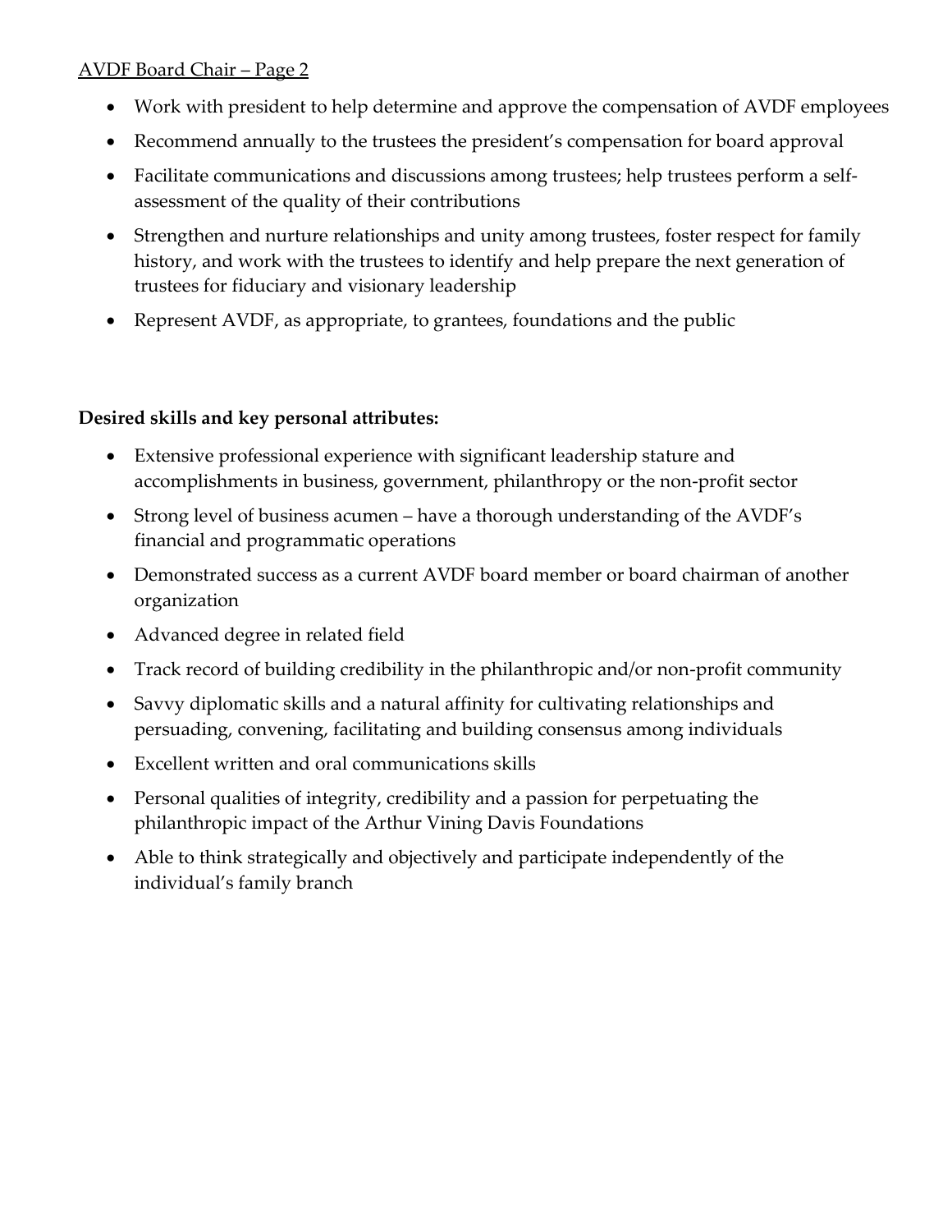- Work with president to help determine and approve the compensation of AVDF employees
- Recommend annually to the trustees the president's compensation for board approval
- Facilitate communications and discussions among trustees; help trustees perform a self-assessment of the quality of their contributions
- Strengthen and nurture relationships and unity among trustees, foster respect for family history, and work with the trustees to identify and help prepare the next generation of trustees for fiduciary and visionary leadership
- Represent AVDF, as appropriate, to grantees, foundations and the public

**Desired skills and key personal attributes:**

- Extensive professional experience with significant leadership stature and accomplishments in business, government, philanthropy or the non-profit sector
- Strong level of business acumen – have a thorough understanding of the AVDF's financial and programmatic operations
- Demonstrated success as a current AVDF board member or board chairman of another organization
- Advanced degree in related field
- Track record of building credibility in the philanthropic and/or non-profit community
- Savvy diplomatic skills and a natural affinity for cultivating relationships and persuading, convening, facilitating and building consensus among individuals
- Excellent written and oral communications skills
- Personal qualities of integrity, credibility and a passion for perpetuating the philanthropic impact of the Arthur Vining Davis Foundations
- Able to think strategically and objectively and participate independently of the individual's family branch